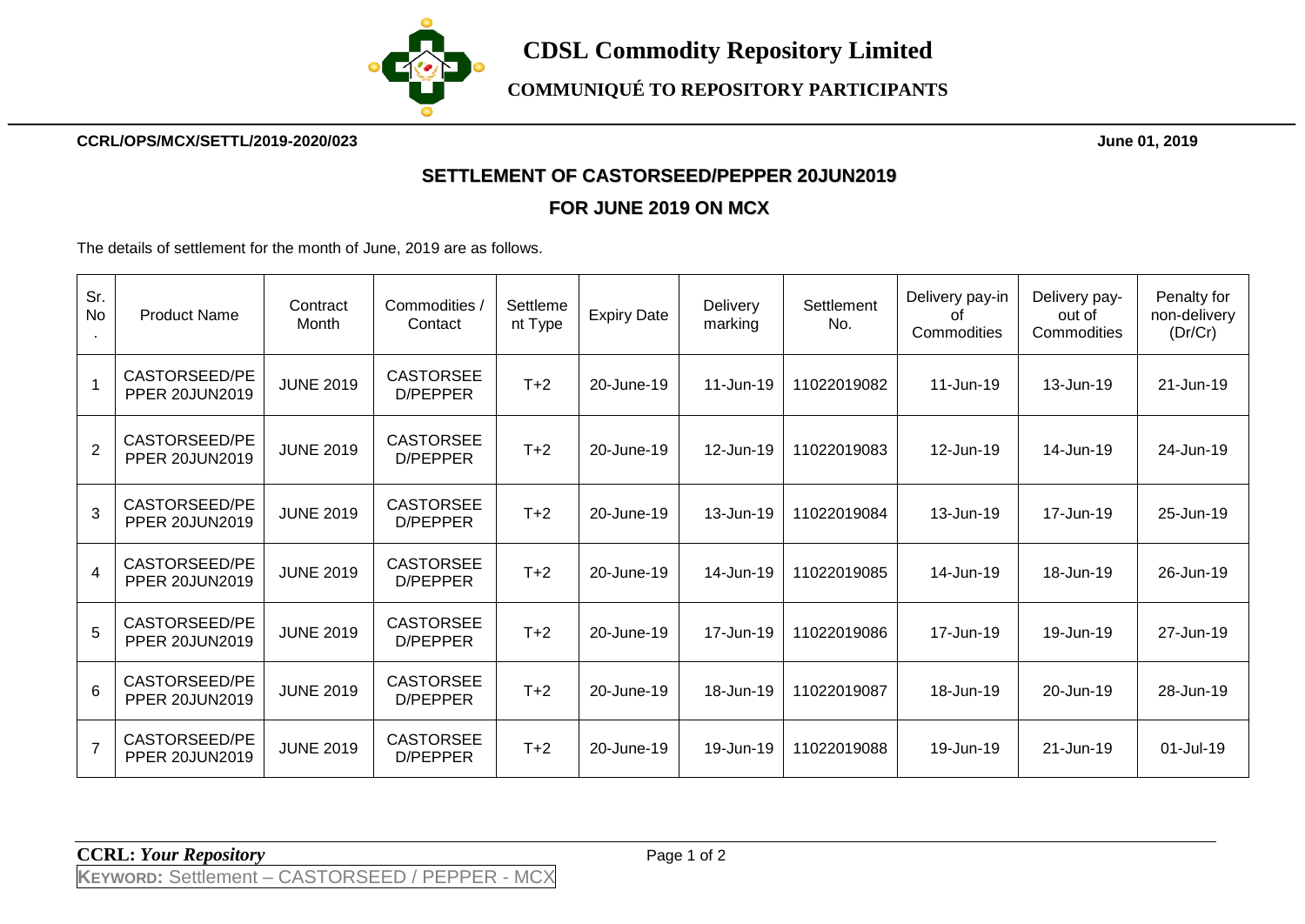# CDSL Commodity Repository Limited

**COMMUNIQUÉ TO REPOSITORY PARTICIPANTS**

**CCRL/OPS/MCX/SETTL/2019-2020/023** **June 01, 2019**

## SETTLEMENT OF CASTORSEED/PEPPER 20JUN2019

## FOR JUNE 2019 ON MCX

The details of settlement for the month of June, 2019 are as follows.

| Sr. No. | Product Name | Contract Month | Commodities / Contact | Settlement Type | Expiry Date | Delivery marking | Settlement No. | Delivery pay-in of Commodities | Delivery pay-out of Commodities | Penalty for non-delivery (Dr/Cr) |
|---|---|---|---|---|---|---|---|---|---|---|
| 1 | CASTORSEED/PEPPER 20JUN2019 | JUNE 2019 | CASTORSEED/PEPPER | T+2 | 20-June-19 | 11-Jun-19 | 11022019082 | 11-Jun-19 | 13-Jun-19 | 21-Jun-19 |
| 2 | CASTORSEED/PEPPER 20JUN2019 | JUNE 2019 | CASTORSEED/PEPPER | T+2 | 20-June-19 | 12-Jun-19 | 11022019083 | 12-Jun-19 | 14-Jun-19 | 24-Jun-19 |
| 3 | CASTORSEED/PEPPER 20JUN2019 | JUNE 2019 | CASTORSEED/PEPPER | T+2 | 20-June-19 | 13-Jun-19 | 11022019084 | 13-Jun-19 | 17-Jun-19 | 25-Jun-19 |
| 4 | CASTORSEED/PEPPER 20JUN2019 | JUNE 2019 | CASTORSEED/PEPPER | T+2 | 20-June-19 | 14-Jun-19 | 11022019085 | 14-Jun-19 | 18-Jun-19 | 26-Jun-19 |
| 5 | CASTORSEED/PEPPER 20JUN2019 | JUNE 2019 | CASTORSEED/PEPPER | T+2 | 20-June-19 | 17-Jun-19 | 11022019086 | 17-Jun-19 | 19-Jun-19 | 27-Jun-19 |
| 6 | CASTORSEED/PEPPER 20JUN2019 | JUNE 2019 | CASTORSEED/PEPPER | T+2 | 20-June-19 | 18-Jun-19 | 11022019087 | 18-Jun-19 | 20-Jun-19 | 28-Jun-19 |
| 7 | CASTORSEED/PEPPER 20JUN2019 | JUNE 2019 | CASTORSEED/PEPPER | T+2 | 20-June-19 | 19-Jun-19 | 11022019088 | 19-Jun-19 | 21-Jun-19 | 01-Jul-19 |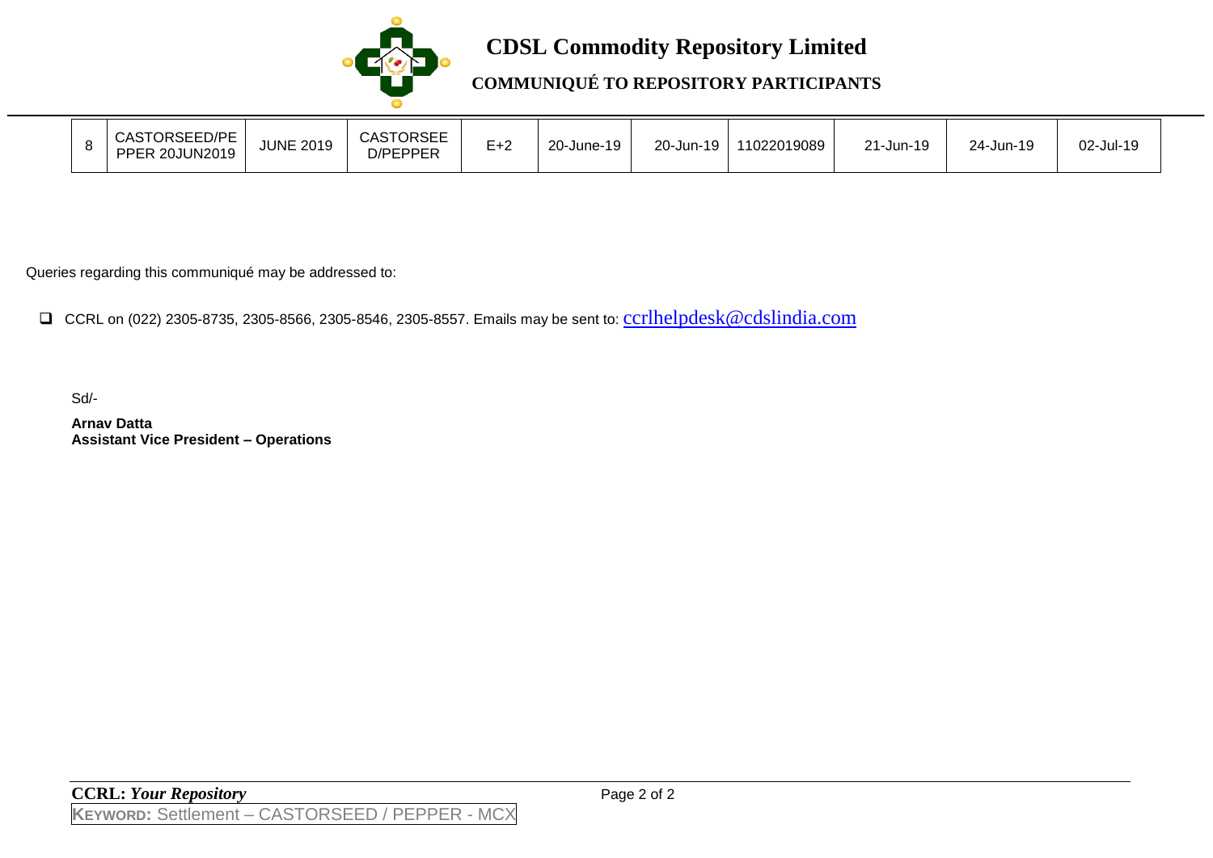| | | | | | | | | | | |
|---|---|---|---|---|---|---|---|---|---|---|
| 8 | CASTORSEED/PEPPER 20JUN2019 | JUNE 2019 | CASTORSEED/PEPPER | E+2 | 20-June-19 | 20-Jun-19 | 11022019089 | 21-Jun-19 | 24-Jun-19 | 02-Jul-19 |

Queries regarding this communiqué may be addressed to:

- CCRL on (022) 2305-8735, 2305-8566, 2305-8546, 2305-8557. Emails may be sent to: ccrlhelpdesk@cdslindia.com

Sd/-

**Arnav Datta**
**Assistant Vice President – Operations**

**CCRL:** ***Your Repository***

**KEYWORD:** Settlement – CASTORSEED / PEPPER - MCX